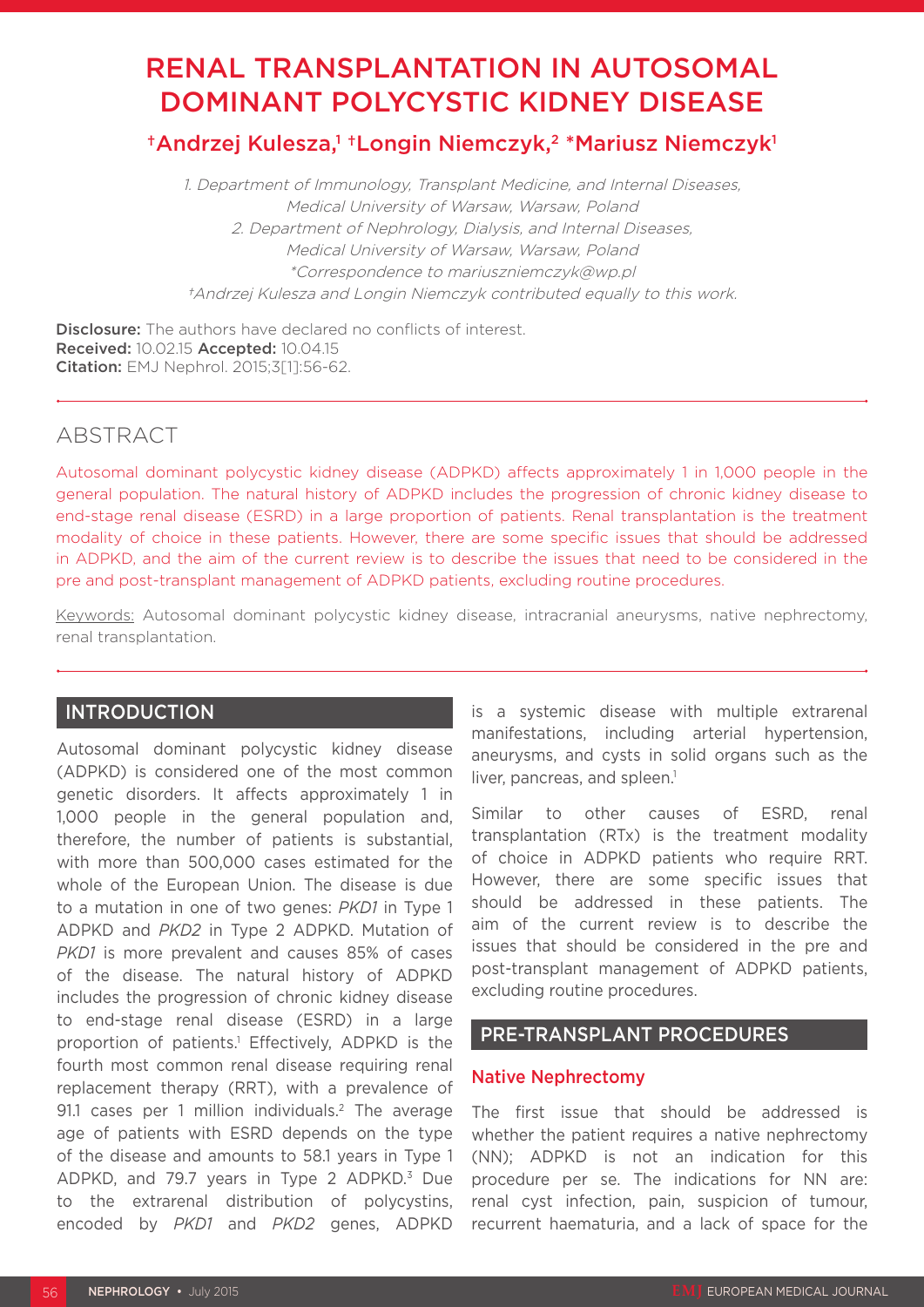# RENAL TRANSPLANTATION IN AUTOSOMAL DOMINANT POLYCYSTIC KIDNEY DISEASE

**†Andrzej Kulesza,[1] †Longin Niemczyk,[2] *Mariusz Niemczyk[1]**

*1. Department of Immunology, Transplant Medicine, and Internal Diseases, Medical University of Warsaw, Warsaw, Poland*
*2. Department of Nephrology, Dialysis, and Internal Diseases, Medical University of Warsaw, Warsaw, Poland*
*\*Correspondence to mariuszniemczyk@wp.pl*
*†Andrzej Kulesza and Longin Niemczyk contributed equally to this work.*

**Disclosure:** The authors have declared no conflicts of interest.
**Received:** 10.02.15 **Accepted:** 10.04.15
**Citation:** EMJ Nephrol. 2015;3[1]:56-62.

## ABSTRACT

Autosomal dominant polycystic kidney disease (ADPKD) affects approximately 1 in 1,000 people in the general population. The natural history of ADPKD includes the progression of chronic kidney disease to end-stage renal disease (ESRD) in a large proportion of patients. Renal transplantation is the treatment modality of choice in these patients. However, there are some specific issues that should be addressed in ADPKD, and the aim of the current review is to describe the issues that need to be considered in the pre and post-transplant management of ADPKD patients, excluding routine procedures.

Keywords: Autosomal dominant polycystic kidney disease, intracranial aneurysms, native nephrectomy, renal transplantation.

## INTRODUCTION

Autosomal dominant polycystic kidney disease (ADPKD) is considered one of the most common genetic disorders. It affects approximately 1 in 1,000 people in the general population and, therefore, the number of patients is substantial, with more than 500,000 cases estimated for the whole of the European Union. The disease is due to a mutation in one of two genes: *PKD1* in Type 1 ADPKD and *PKD2* in Type 2 ADPKD. Mutation of *PKD1* is more prevalent and causes 85% of cases of the disease. The natural history of ADPKD includes the progression of chronic kidney disease to end-stage renal disease (ESRD) in a large proportion of patients.[1] Effectively, ADPKD is the fourth most common renal disease requiring renal replacement therapy (RRT), with a prevalence of 91.1 cases per 1 million individuals.[2] The average age of patients with ESRD depends on the type of the disease and amounts to 58.1 years in Type 1 ADPKD, and 79.7 years in Type 2 ADPKD.[3] Due to the extrarenal distribution of polycystins, encoded by *PKD1* and *PKD2* genes, ADPKD is a systemic disease with multiple extrarenal manifestations, including arterial hypertension, aneurysms, and cysts in solid organs such as the liver, pancreas, and spleen.[1]

Similar to other causes of ESRD, renal transplantation (RTx) is the treatment modality of choice in ADPKD patients who require RRT. However, there are some specific issues that should be addressed in these patients. The aim of the current review is to describe the issues that should be considered in the pre and post-transplant management of ADPKD patients, excluding routine procedures.

## PRE-TRANSPLANT PROCEDURES

### Native Nephrectomy

The first issue that should be addressed is whether the patient requires a native nephrectomy (NN); ADPKD is not an indication for this procedure per se. The indications for NN are: renal cyst infection, pain, suspicion of tumour, recurrent haematuria, and a lack of space for the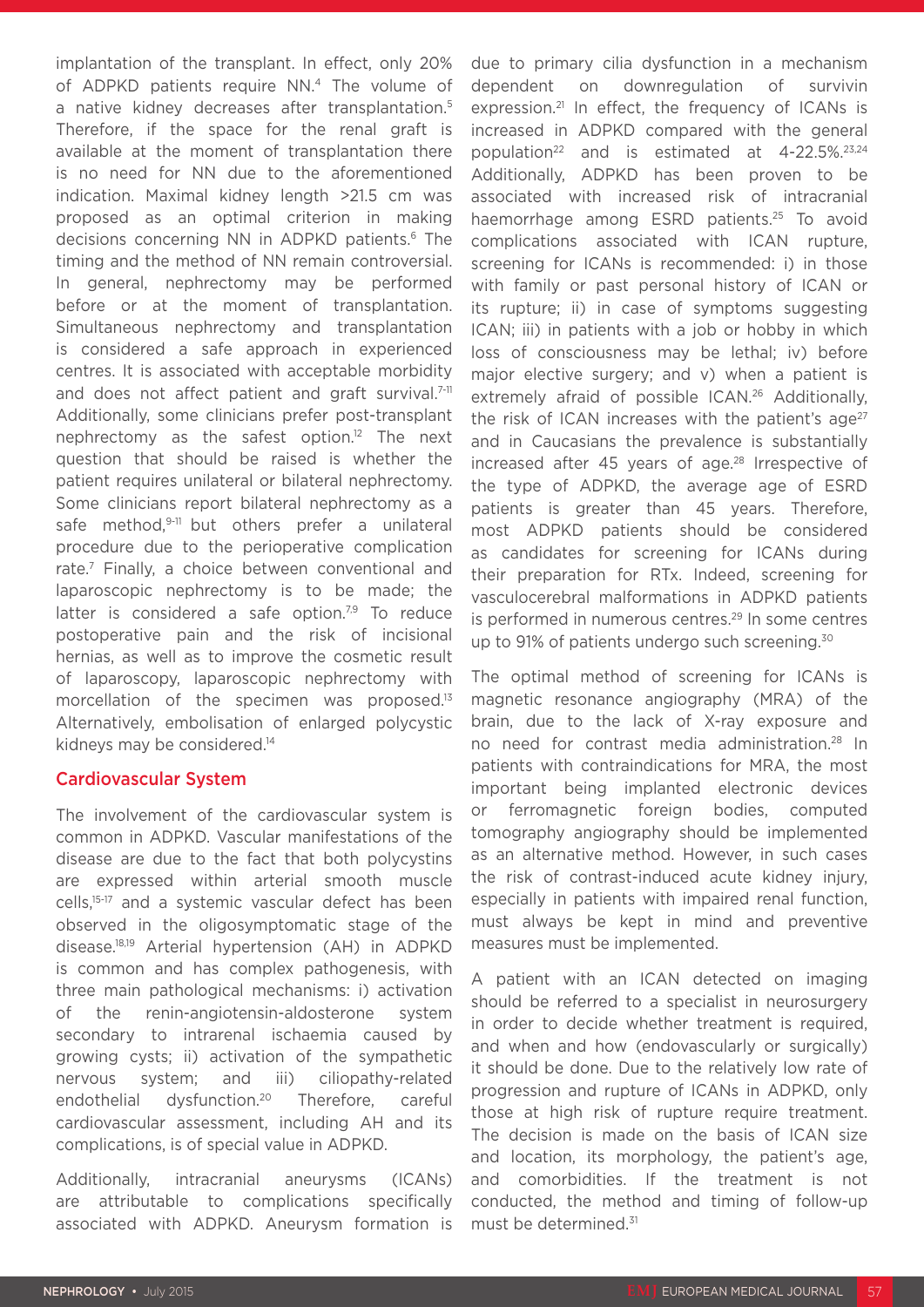implantation of the transplant. In effect, only 20% of ADPKD patients require NN.[4] The volume of a native kidney decreases after transplantation.[5] Therefore, if the space for the renal graft is available at the moment of transplantation there is no need for NN due to the aforementioned indication. Maximal kidney length >21.5 cm was proposed as an optimal criterion in making decisions concerning NN in ADPKD patients.[6] The timing and the method of NN remain controversial. In general, nephrectomy may be performed before or at the moment of transplantation. Simultaneous nephrectomy and transplantation is considered a safe approach in experienced centres. It is associated with acceptable morbidity and does not affect patient and graft survival.[7-11] Additionally, some clinicians prefer post-transplant nephrectomy as the safest option.[12] The next question that should be raised is whether the patient requires unilateral or bilateral nephrectomy. Some clinicians report bilateral nephrectomy as a safe method,[9-11] but others prefer a unilateral procedure due to the perioperative complication rate.[7] Finally, a choice between conventional and laparoscopic nephrectomy is to be made; the latter is considered a safe option.[7,9] To reduce postoperative pain and the risk of incisional hernias, as well as to improve the cosmetic result of laparoscopy, laparoscopic nephrectomy with morcellation of the specimen was proposed.[13] Alternatively, embolisation of enlarged polycystic kidneys may be considered.[14]

## Cardiovascular System

The involvement of the cardiovascular system is common in ADPKD. Vascular manifestations of the disease are due to the fact that both polycystins are expressed within arterial smooth muscle cells,[15-17] and a systemic vascular defect has been observed in the oligosymptomatic stage of the disease.[18,19] Arterial hypertension (AH) in ADPKD is common and has complex pathogenesis, with three main pathological mechanisms: i) activation of the renin-angiotensin-aldosterone system secondary to intrarenal ischaemia caused by growing cysts; ii) activation of the sympathetic nervous system; and iii) ciliopathy-related endothelial dysfunction.[20] Therefore, careful cardiovascular assessment, including AH and its complications, is of special value in ADPKD.

Additionally, intracranial aneurysms (ICANs) are attributable to complications specifically associated with ADPKD. Aneurysm formation is due to primary cilia dysfunction in a mechanism dependent on downregulation of survivin expression.[21] In effect, the frequency of ICANs is increased in ADPKD compared with the general population[22] and is estimated at 4-22.5%.[23,24] Additionally, ADPKD has been proven to be associated with increased risk of intracranial haemorrhage among ESRD patients.[25] To avoid complications associated with ICAN rupture, screening for ICANs is recommended: i) in those with family or past personal history of ICAN or its rupture; ii) in case of symptoms suggesting ICAN; iii) in patients with a job or hobby in which loss of consciousness may be lethal; iv) before major elective surgery; and v) when a patient is extremely afraid of possible ICAN.[26] Additionally, the risk of ICAN increases with the patient's age[27] and in Caucasians the prevalence is substantially increased after 45 years of age.[28] Irrespective of the type of ADPKD, the average age of ESRD patients is greater than 45 years. Therefore, most ADPKD patients should be considered as candidates for screening for ICANs during their preparation for RTx. Indeed, screening for vasculocerebral malformations in ADPKD patients is performed in numerous centres.[29] In some centres up to 91% of patients undergo such screening.[30]

The optimal method of screening for ICANs is magnetic resonance angiography (MRA) of the brain, due to the lack of X-ray exposure and no need for contrast media administration.[28] In patients with contraindications for MRA, the most important being implanted electronic devices or ferromagnetic foreign bodies, computed tomography angiography should be implemented as an alternative method. However, in such cases the risk of contrast-induced acute kidney injury, especially in patients with impaired renal function, must always be kept in mind and preventive measures must be implemented.

A patient with an ICAN detected on imaging should be referred to a specialist in neurosurgery in order to decide whether treatment is required, and when and how (endovascularly or surgically) it should be done. Due to the relatively low rate of progression and rupture of ICANs in ADPKD, only those at high risk of rupture require treatment. The decision is made on the basis of ICAN size and location, its morphology, the patient's age, and comorbidities. If the treatment is not conducted, the method and timing of follow-up must be determined.[31]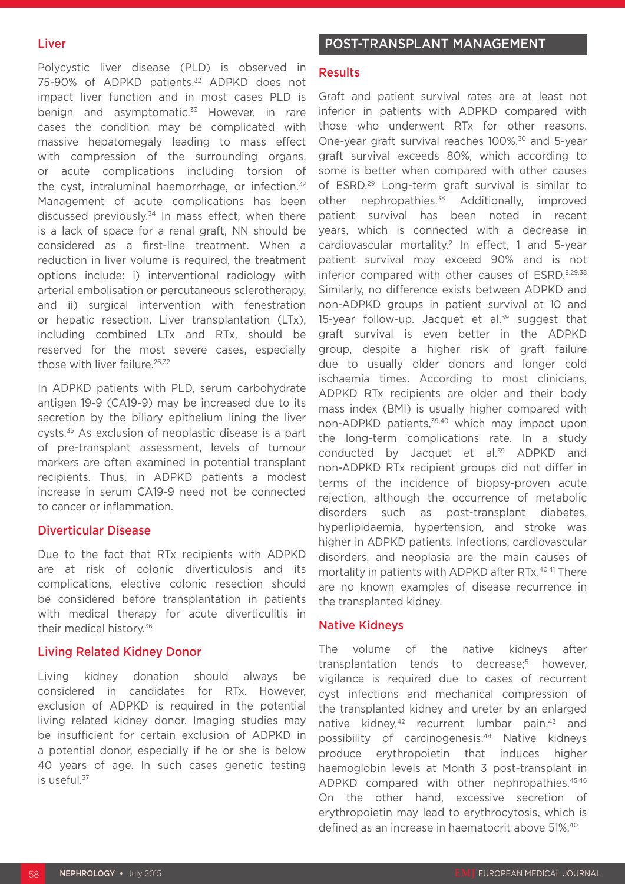### Liver

Polycystic liver disease (PLD) is observed in 75-90% of ADPKD patients.[32] ADPKD does not impact liver function and in most cases PLD is benign and asymptomatic.[33] However, in rare cases the condition may be complicated with massive hepatomegaly leading to mass effect with compression of the surrounding organs, or acute complications including torsion of the cyst, intraluminal haemorrhage, or infection.[32] Management of acute complications has been discussed previously.[34] In mass effect, when there is a lack of space for a renal graft, NN should be considered as a first-line treatment. When a reduction in liver volume is required, the treatment options include: i) interventional radiology with arterial embolisation or percutaneous sclerotherapy, and ii) surgical intervention with fenestration or hepatic resection. Liver transplantation (LTx), including combined LTx and RTx, should be reserved for the most severe cases, especially those with liver failure.[26,32]

In ADPKD patients with PLD, serum carbohydrate antigen 19-9 (CA19-9) may be increased due to its secretion by the biliary epithelium lining the liver cysts.[35] As exclusion of neoplastic disease is a part of pre-transplant assessment, levels of tumour markers are often examined in potential transplant recipients. Thus, in ADPKD patients a modest increase in serum CA19-9 need not be connected to cancer or inflammation.

### Diverticular Disease

Due to the fact that RTx recipients with ADPKD are at risk of colonic diverticulosis and its complications, elective colonic resection should be considered before transplantation in patients with medical therapy for acute diverticulitis in their medical history.[36]

### Living Related Kidney Donor

Living kidney donation should always be considered in candidates for RTx. However, exclusion of ADPKD is required in the potential living related kidney donor. Imaging studies may be insufficient for certain exclusion of ADPKD in a potential donor, especially if he or she is below 40 years of age. In such cases genetic testing is useful.[37]

## POST-TRANSPLANT MANAGEMENT

### Results

Graft and patient survival rates are at least not inferior in patients with ADPKD compared with those who underwent RTx for other reasons. One-year graft survival reaches 100%,[30] and 5-year graft survival exceeds 80%, which according to some is better when compared with other causes of ESRD.[29] Long-term graft survival is similar to other nephropathies.[38] Additionally, improved patient survival has been noted in recent years, which is connected with a decrease in cardiovascular mortality.[2] In effect, 1 and 5-year patient survival may exceed 90% and is not inferior compared with other causes of ESRD.[8,29,38] Similarly, no difference exists between ADPKD and non-ADPKD groups in patient survival at 10 and 15-year follow-up. Jacquet et al.[39] suggest that graft survival is even better in the ADPKD group, despite a higher risk of graft failure due to usually older donors and longer cold ischaemia times. According to most clinicians, ADPKD RTx recipients are older and their body mass index (BMI) is usually higher compared with non-ADPKD patients,[39,40] which may impact upon the long-term complications rate. In a study conducted by Jacquet et al.[39] ADPKD and non-ADPKD RTx recipient groups did not differ in terms of the incidence of biopsy-proven acute rejection, although the occurrence of metabolic disorders such as post-transplant diabetes, hyperlipidaemia, hypertension, and stroke was higher in ADPKD patients. Infections, cardiovascular disorders, and neoplasia are the main causes of mortality in patients with ADPKD after RTx.[40,41] There are no known examples of disease recurrence in the transplanted kidney.

### Native Kidneys

The volume of the native kidneys after transplantation tends to decrease;[5] however, vigilance is required due to cases of recurrent cyst infections and mechanical compression of the transplanted kidney and ureter by an enlarged native kidney,[42] recurrent lumbar pain,[43] and possibility of carcinogenesis.[44] Native kidneys produce erythropoietin that induces higher haemoglobin levels at Month 3 post-transplant in ADPKD compared with other nephropathies.[45,46] On the other hand, excessive secretion of erythropoietin may lead to erythrocytosis, which is defined as an increase in haematocrit above 51%.[40]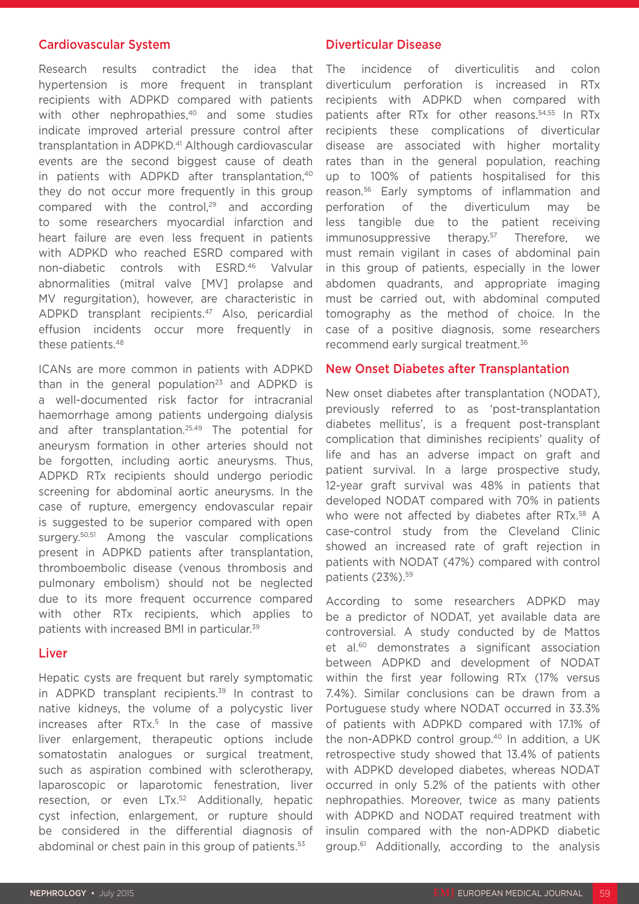## Cardiovascular System

Research results contradict the idea that hypertension is more frequent in transplant recipients with ADPKD compared with patients with other nephropathies,[40] and some studies indicate improved arterial pressure control after transplantation in ADPKD.[41] Although cardiovascular events are the second biggest cause of death in patients with ADPKD after transplantation,[40] they do not occur more frequently in this group compared with the control,[29] and according to some researchers myocardial infarction and heart failure are even less frequent in patients with ADPKD who reached ESRD compared with non-diabetic controls with ESRD.[46] Valvular abnormalities (mitral valve [MV] prolapse and MV regurgitation), however, are characteristic in ADPKD transplant recipients.[47] Also, pericardial effusion incidents occur more frequently in these patients.[48]

ICANs are more common in patients with ADPKD than in the general population[23] and ADPKD is a well-documented risk factor for intracranial haemorrhage among patients undergoing dialysis and after transplantation.[25,49] The potential for aneurysm formation in other arteries should not be forgotten, including aortic aneurysms. Thus, ADPKD RTx recipients should undergo periodic screening for abdominal aortic aneurysms. In the case of rupture, emergency endovascular repair is suggested to be superior compared with open surgery.[50,51] Among the vascular complications present in ADPKD patients after transplantation, thromboembolic disease (venous thrombosis and pulmonary embolism) should not be neglected due to its more frequent occurrence compared with other RTx recipients, which applies to patients with increased BMI in particular.[39]

## Liver

Hepatic cysts are frequent but rarely symptomatic in ADPKD transplant recipients.[39] In contrast to native kidneys, the volume of a polycystic liver increases after RTx.[5] In the case of massive liver enlargement, therapeutic options include somatostatin analogues or surgical treatment, such as aspiration combined with sclerotherapy, laparoscopic or laparotomic fenestration, liver resection, or even LTx.[52] Additionally, hepatic cyst infection, enlargement, or rupture should be considered in the differential diagnosis of abdominal or chest pain in this group of patients.[53]

## Diverticular Disease

The incidence of diverticulitis and colon diverticulum perforation is increased in RTx recipients with ADPKD when compared with patients after RTx for other reasons.[54,55] In RTx recipients these complications of diverticular disease are associated with higher mortality rates than in the general population, reaching up to 100% of patients hospitalised for this reason.[56] Early symptoms of inflammation and perforation of the diverticulum may be less tangible due to the patient receiving immunosuppressive therapy.[57] Therefore, we must remain vigilant in cases of abdominal pain in this group of patients, especially in the lower abdomen quadrants, and appropriate imaging must be carried out, with abdominal computed tomography as the method of choice. In the case of a positive diagnosis, some researchers recommend early surgical treatment.[36]

## New Onset Diabetes after Transplantation

New onset diabetes after transplantation (NODAT), previously referred to as 'post-transplantation diabetes mellitus', is a frequent post-transplant complication that diminishes recipients' quality of life and has an adverse impact on graft and patient survival. In a large prospective study, 12-year graft survival was 48% in patients that developed NODAT compared with 70% in patients who were not affected by diabetes after RTx.[58] A case-control study from the Cleveland Clinic showed an increased rate of graft rejection in patients with NODAT (47%) compared with control patients (23%).[59]

According to some researchers ADPKD may be a predictor of NODAT, yet available data are controversial. A study conducted by de Mattos et al.[60] demonstrates a significant association between ADPKD and development of NODAT within the first year following RTx (17% versus 7.4%). Similar conclusions can be drawn from a Portuguese study where NODAT occurred in 33.3% of patients with ADPKD compared with 17.1% of the non-ADPKD control group.[40] In addition, a UK retrospective study showed that 13.4% of patients with ADPKD developed diabetes, whereas NODAT occurred in only 5.2% of the patients with other nephropathies. Moreover, twice as many patients with ADPKD and NODAT required treatment with insulin compared with the non-ADPKD diabetic group.[61] Additionally, according to the analysis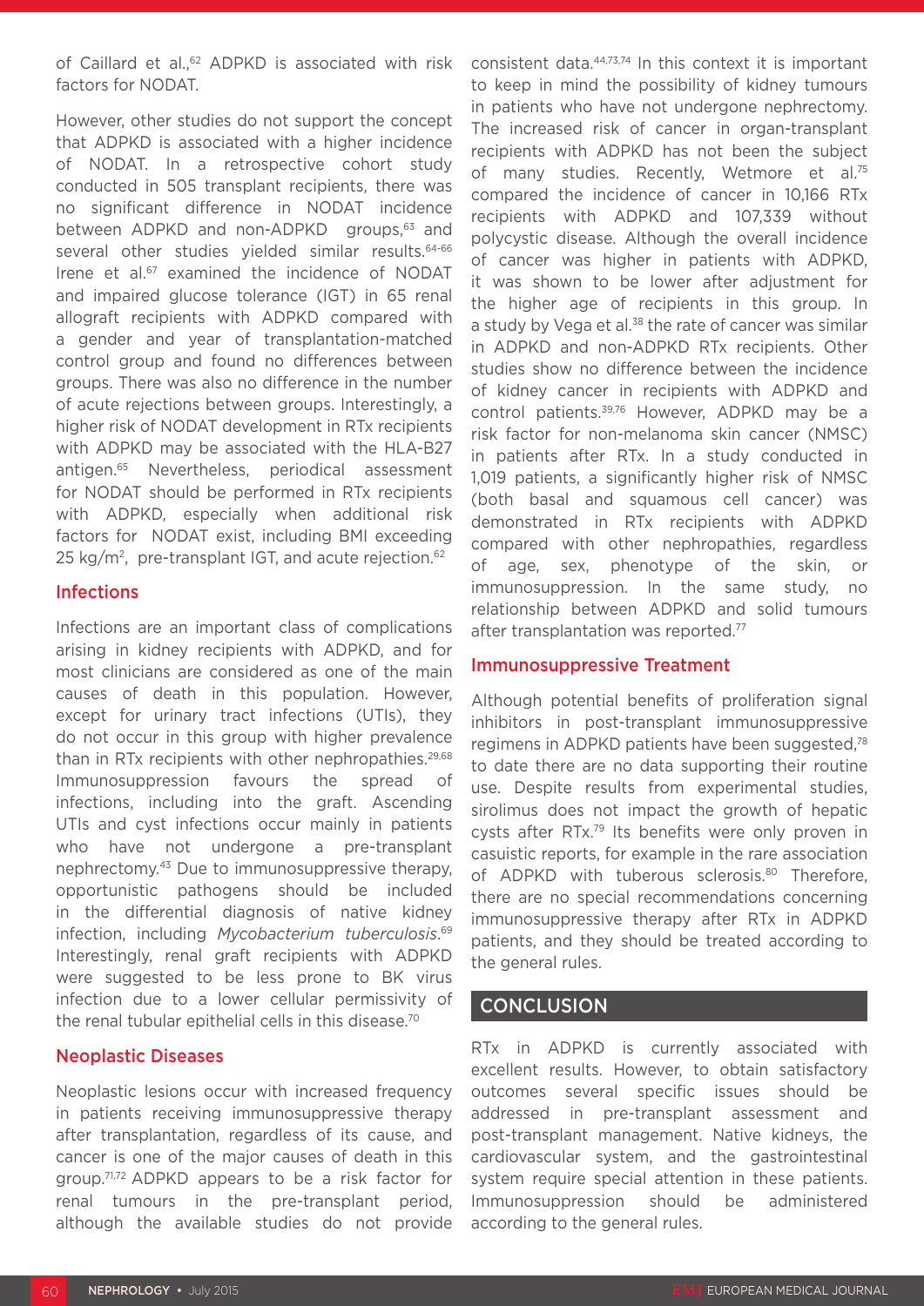of Caillard et al.,[62] ADPKD is associated with risk factors for NODAT.

However, other studies do not support the concept that ADPKD is associated with a higher incidence of NODAT. In a retrospective cohort study conducted in 505 transplant recipients, there was no significant difference in NODAT incidence between ADPKD and non-ADPKD groups,[63] and several other studies yielded similar results.[64-66] Irene et al.[67] examined the incidence of NODAT and impaired glucose tolerance (IGT) in 65 renal allograft recipients with ADPKD compared with a gender and year of transplantation-matched control group and found no differences between groups. There was also no difference in the number of acute rejections between groups. Interestingly, a higher risk of NODAT development in RTx recipients with ADPKD may be associated with the HLA-B27 antigen.[65] Nevertheless, periodical assessment for NODAT should be performed in RTx recipients with ADPKD, especially when additional risk factors for NODAT exist, including BMI exceeding 25 kg/m$^2$, pre-transplant IGT, and acute rejection.[62]

## Infections

Infections are an important class of complications arising in kidney recipients with ADPKD, and for most clinicians are considered as one of the main causes of death in this population. However, except for urinary tract infections (UTIs), they do not occur in this group with higher prevalence than in RTx recipients with other nephropathies.[29,68] Immunosuppression favours the spread of infections, including into the graft. Ascending UTIs and cyst infections occur mainly in patients who have not undergone a pre-transplant nephrectomy.[43] Due to immunosuppressive therapy, opportunistic pathogens should be included in the differential diagnosis of native kidney infection, including *Mycobacterium tuberculosis*.[69] Interestingly, renal graft recipients with ADPKD were suggested to be less prone to BK virus infection due to a lower cellular permissivity of the renal tubular epithelial cells in this disease.[70]

## Neoplastic Diseases

Neoplastic lesions occur with increased frequency in patients receiving immunosuppressive therapy after transplantation, regardless of its cause, and cancer is one of the major causes of death in this group.[71,72] ADPKD appears to be a risk factor for renal tumours in the pre-transplant period, although the available studies do not provide consistent data.[44,73,74] In this context it is important to keep in mind the possibility of kidney tumours in patients who have not undergone nephrectomy. The increased risk of cancer in organ-transplant recipients with ADPKD has not been the subject of many studies. Recently, Wetmore et al.[75] compared the incidence of cancer in 10,166 RTx recipients with ADPKD and 107,339 without polycystic disease. Although the overall incidence of cancer was higher in patients with ADPKD, it was shown to be lower after adjustment for the higher age of recipients in this group. In a study by Vega et al.[38] the rate of cancer was similar in ADPKD and non-ADPKD RTx recipients. Other studies show no difference between the incidence of kidney cancer in recipients with ADPKD and control patients.[39,76] However, ADPKD may be a risk factor for non-melanoma skin cancer (NMSC) in patients after RTx. In a study conducted in 1,019 patients, a significantly higher risk of NMSC (both basal and squamous cell cancer) was demonstrated in RTx recipients with ADPKD compared with other nephropathies, regardless of age, sex, phenotype of the skin, or immunosuppression. In the same study, no relationship between ADPKD and solid tumours after transplantation was reported.[77]

## Immunosuppressive Treatment

Although potential benefits of proliferation signal inhibitors in post-transplant immunosuppressive regimens in ADPKD patients have been suggested,[78] to date there are no data supporting their routine use. Despite results from experimental studies, sirolimus does not impact the growth of hepatic cysts after RTx.[79] Its benefits were only proven in casuistic reports, for example in the rare association of ADPKD with tuberous sclerosis.[80] Therefore, there are no special recommendations concerning immunosuppressive therapy after RTx in ADPKD patients, and they should be treated according to the general rules.

## CONCLUSION

RTx in ADPKD is currently associated with excellent results. However, to obtain satisfactory outcomes several specific issues should be addressed in pre-transplant assessment and post-transplant management. Native kidneys, the cardiovascular system, and the gastrointestinal system require special attention in these patients. Immunosuppression should be administered according to the general rules.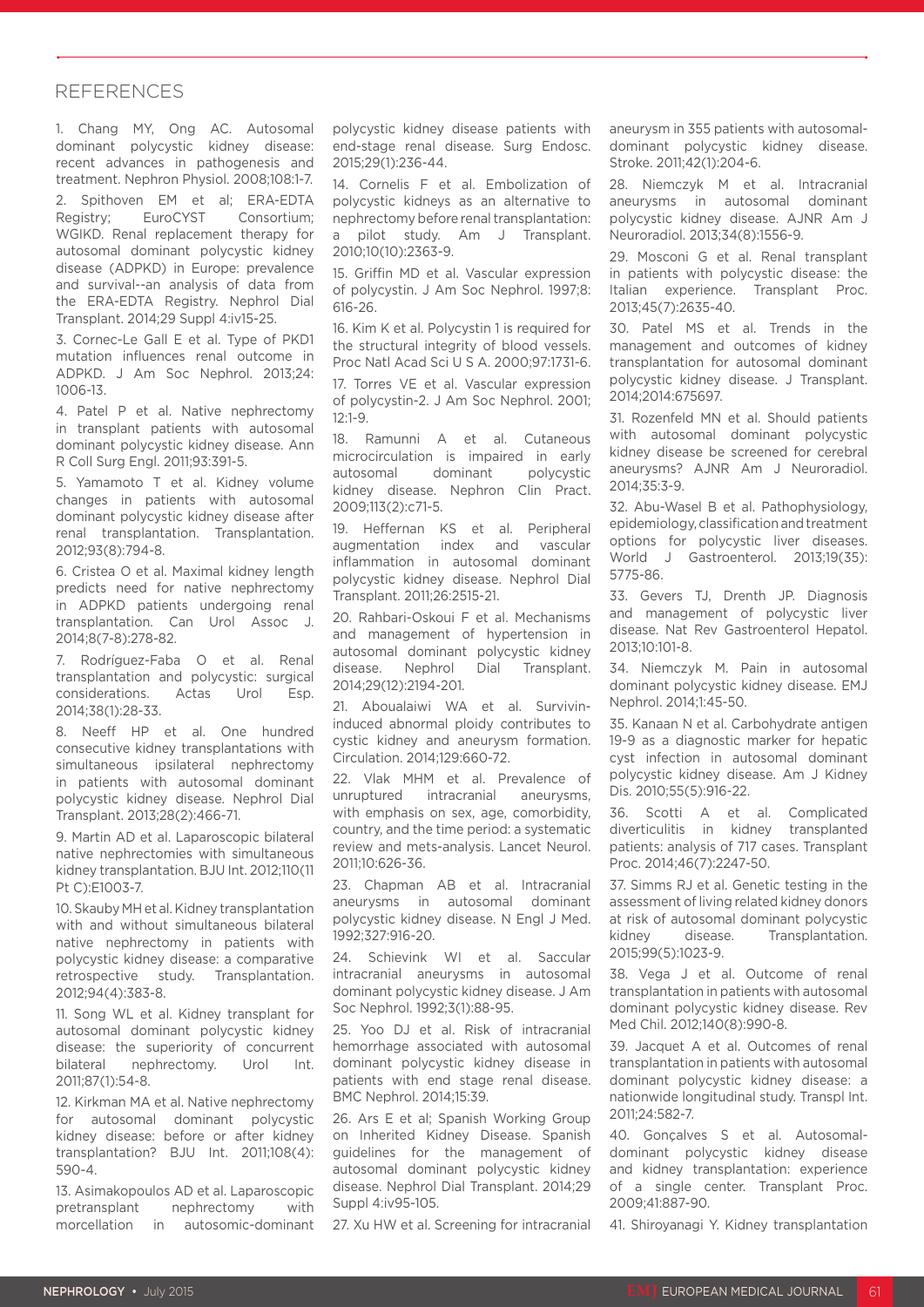## REFERENCES

1. Chang MY, Ong AC. Autosomal dominant polycystic kidney disease: recent advances in pathogenesis and treatment. Nephron Physiol. 2008;108:1-7.

2. Spithoven EM et al; ERA-EDTA Registry; EuroCYST Consortium; WGIKD. Renal replacement therapy for autosomal dominant polycystic kidney disease (ADPKD) in Europe: prevalence and survival--an analysis of data from the ERA-EDTA Registry. Nephrol Dial Transplant. 2014;29 Suppl 4:iv15-25.

3. Cornec-Le Gall E et al. Type of PKD1 mutation influences renal outcome in ADPKD. J Am Soc Nephrol. 2013;24: 1006-13.

4. Patel P et al. Native nephrectomy in transplant patients with autosomal dominant polycystic kidney disease. Ann R Coll Surg Engl. 2011;93:391-5.

5. Yamamoto T et al. Kidney volume changes in patients with autosomal dominant polycystic kidney disease after renal transplantation. Transplantation. 2012;93(8):794-8.

6. Cristea O et al. Maximal kidney length predicts need for native nephrectomy in ADPKD patients undergoing renal transplantation. Can Urol Assoc J. 2014;8(7-8):278-82.

7. Rodríguez-Faba O et al. Renal transplantation and polycystic: surgical considerations. Actas Urol Esp. 2014;38(1):28-33.

8. Neeff HP et al. One hundred consecutive kidney transplantations with simultaneous ipsilateral nephrectomy in patients with autosomal dominant polycystic kidney disease. Nephrol Dial Transplant. 2013;28(2):466-71.

9. Martin AD et al. Laparoscopic bilateral native nephrectomies with simultaneous kidney transplantation. BJU Int. 2012;110(11 Pt C):E1003-7.

10. Skauby MH et al. Kidney transplantation with and without simultaneous bilateral native nephrectomy in patients with polycystic kidney disease: a comparative retrospective study. Transplantation. 2012;94(4):383-8.

11. Song WL et al. Kidney transplant for autosomal dominant polycystic kidney disease: the superiority of concurrent bilateral nephrectomy. Urol Int. 2011;87(1):54-8.

12. Kirkman MA et al. Native nephrectomy for autosomal dominant polycystic kidney disease: before or after kidney transplantation? BJU Int. 2011;108(4): 590-4.

13. Asimakopoulos AD et al. Laparoscopic pretransplant nephrectomy with morcellation in autosomic-dominant polycystic kidney disease patients with end-stage renal disease. Surg Endosc. 2015;29(1):236-44.

14. Cornelis F et al. Embolization of polycystic kidneys as an alternative to nephrectomy before renal transplantation: a pilot study. Am J Transplant. 2010;10(10):2363-9.

15. Griffin MD et al. Vascular expression of polycystin. J Am Soc Nephrol. 1997;8: 616-26.

16. Kim K et al. Polycystin 1 is required for the structural integrity of blood vessels. Proc Natl Acad Sci U S A. 2000;97:1731-6.

17. Torres VE et al. Vascular expression of polycystin-2. J Am Soc Nephrol. 2001; 12:1-9.

18. Ramunni A et al. Cutaneous microcirculation is impaired in early autosomal dominant polycystic kidney disease. Nephron Clin Pract. 2009;113(2):c71-5.

19. Heffernan KS et al. Peripheral augmentation index and vascular inflammation in autosomal dominant polycystic kidney disease. Nephrol Dial Transplant. 2011;26:2515-21.

20. Rahbari-Oskoui F et al. Mechanisms and management of hypertension in autosomal dominant polycystic kidney disease. Nephrol Dial Transplant. 2014;29(12):2194-201.

21. Aboualaiwi WA et al. Survivin-induced abnormal ploidy contributes to cystic kidney and aneurysm formation. Circulation. 2014;129:660-72.

22. Vlak MHM et al. Prevalence of unruptured intracranial aneurysms, with emphasis on sex, age, comorbidity, country, and the time period: a systematic review and mets-analysis. Lancet Neurol. 2011;10:626-36.

23. Chapman AB et al. Intracranial aneurysms in autosomal dominant polycystic kidney disease. N Engl J Med. 1992;327:916-20.

24. Schievink WI et al. Saccular intracranial aneurysms in autosomal dominant polycystic kidney disease. J Am Soc Nephrol. 1992;3(1):88-95.

25. Yoo DJ et al. Risk of intracranial hemorrhage associated with autosomal dominant polycystic kidney disease in patients with end stage renal disease. BMC Nephrol. 2014;15:39.

26. Ars E et al; Spanish Working Group on Inherited Kidney Disease. Spanish guidelines for the management of autosomal dominant polycystic kidney disease. Nephrol Dial Transplant. 2014;29 Suppl 4:iv95-105.

27. Xu HW et al. Screening for intracranial aneurysm in 355 patients with autosomal-dominant polycystic kidney disease. Stroke. 2011;42(1):204-6.

28. Niemczyk M et al. Intracranial aneurysms in autosomal dominant polycystic kidney disease. AJNR Am J Neuroradiol. 2013;34(8):1556-9.

29. Mosconi G et al. Renal transplant in patients with polycystic disease: the Italian experience. Transplant Proc. 2013;45(7):2635-40.

30. Patel MS et al. Trends in the management and outcomes of kidney transplantation for autosomal dominant polycystic kidney disease. J Transplant. 2014;2014:675697.

31. Rozenfeld MN et al. Should patients with autosomal dominant polycystic kidney disease be screened for cerebral aneurysms? AJNR Am J Neuroradiol. 2014;35:3-9.

32. Abu-Wasel B et al. Pathophysiology, epidemiology, classification and treatment options for polycystic liver diseases. World J Gastroenterol. 2013;19(35): 5775-86.

33. Gevers TJ, Drenth JP. Diagnosis and management of polycystic liver disease. Nat Rev Gastroenterol Hepatol. 2013;10:101-8.

34. Niemczyk M. Pain in autosomal dominant polycystic kidney disease. EMJ Nephrol. 2014;1:45-50.

35. Kanaan N et al. Carbohydrate antigen 19-9 as a diagnostic marker for hepatic cyst infection in autosomal dominant polycystic kidney disease. Am J Kidney Dis. 2010;55(5):916-22.

36. Scotti A et al. Complicated diverticulitis in kidney transplanted patients: analysis of 717 cases. Transplant Proc. 2014;46(7):2247-50.

37. Simms RJ et al. Genetic testing in the assessment of living related kidney donors at risk of autosomal dominant polycystic kidney disease. Transplantation. 2015;99(5):1023-9.

38. Vega J et al. Outcome of renal transplantation in patients with autosomal dominant polycystic kidney disease. Rev Med Chil. 2012;140(8):990-8.

39. Jacquet A et al. Outcomes of renal transplantation in patients with autosomal dominant polycystic kidney disease: a nationwide longitudinal study. Transpl Int. 2011;24:582-7.

40. Gonçalves S et al. Autosomal-dominant polycystic kidney disease and kidney transplantation: experience of a single center. Transplant Proc. 2009;41:887-90.

41. Shiroyanagi Y. Kidney transplantation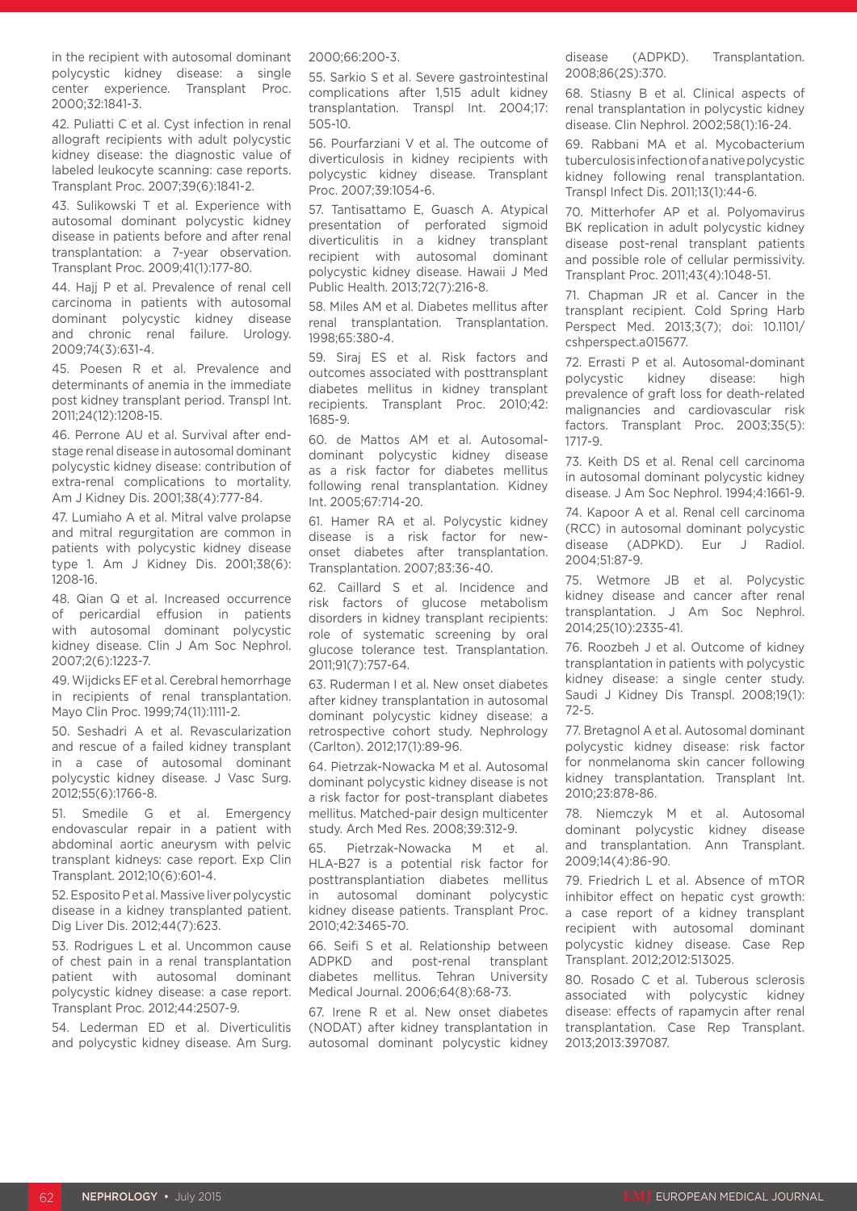in the recipient with autosomal dominant polycystic kidney disease: a single center experience. Transplant Proc. 2000;32:1841-3.

42. Puliatti C et al. Cyst infection in renal allograft recipients with adult polycystic kidney disease: the diagnostic value of labeled leukocyte scanning: case reports. Transplant Proc. 2007;39(6):1841-2.

43. Sulikowski T et al. Experience with autosomal dominant polycystic kidney disease in patients before and after renal transplantation: a 7-year observation. Transplant Proc. 2009;41(1):177-80.

44. Hajj P et al. Prevalence of renal cell carcinoma in patients with autosomal dominant polycystic kidney disease and chronic renal failure. Urology. 2009;74(3):631-4.

45. Poesen R et al. Prevalence and determinants of anemia in the immediate post kidney transplant period. Transpl Int. 2011;24(12):1208-15.

46. Perrone AU et al. Survival after end-stage renal disease in autosomal dominant polycystic kidney disease: contribution of extra-renal complications to mortality. Am J Kidney Dis. 2001;38(4):777-84.

47. Lumiaho A et al. Mitral valve prolapse and mitral regurgitation are common in patients with polycystic kidney disease type 1. Am J Kidney Dis. 2001;38(6):1208-16.

48. Qian Q et al. Increased occurrence of pericardial effusion in patients with autosomal dominant polycystic kidney disease. Clin J Am Soc Nephrol. 2007;2(6):1223-7.

49. Wijdicks EF et al. Cerebral hemorrhage in recipients of renal transplantation. Mayo Clin Proc. 1999;74(11):1111-2.

50. Seshadri A et al. Revascularization and rescue of a failed kidney transplant in a case of autosomal dominant polycystic kidney disease. J Vasc Surg. 2012;55(6):1766-8.

51. Smedile G et al. Emergency endovascular repair in a patient with abdominal aortic aneurysm with pelvic transplant kidneys: case report. Exp Clin Transplant. 2012;10(6):601-4.

52. Esposito P et al. Massive liver polycystic disease in a kidney transplanted patient. Dig Liver Dis. 2012;44(7):623.

53. Rodrigues L et al. Uncommon cause of chest pain in a renal transplantation patient with autosomal dominant polycystic kidney disease: a case report. Transplant Proc. 2012;44:2507-9.

54. Lederman ED et al. Diverticulitis and polycystic kidney disease. Am Surg. 2000;66:200-3.

55. Sarkio S et al. Severe gastrointestinal complications after 1,515 adult kidney transplantation. Transpl Int. 2004;17:505-10.

56. Pourfarziani V et al. The outcome of diverticulosis in kidney recipients with polycystic kidney disease. Transplant Proc. 2007;39:1054-6.

57. Tantisattamo E, Guasch A. Atypical presentation of perforated sigmoid diverticulitis in a kidney transplant recipient with autosomal dominant polycystic kidney disease. Hawaii J Med Public Health. 2013;72(7):216-8.

58. Miles AM et al. Diabetes mellitus after renal transplantation. Transplantation. 1998;65:380-4.

59. Siraj ES et al. Risk factors and outcomes associated with posttransplant diabetes mellitus in kidney transplant recipients. Transplant Proc. 2010;42:1685-9.

60. de Mattos AM et al. Autosomal-dominant polycystic kidney disease as a risk factor for diabetes mellitus following renal transplantation. Kidney Int. 2005;67:714-20.

61. Hamer RA et al. Polycystic kidney disease is a risk factor for new-onset diabetes after transplantation. Transplantation. 2007;83:36-40.

62. Caillard S et al. Incidence and risk factors of glucose metabolism disorders in kidney transplant recipients: role of systematic screening by oral glucose tolerance test. Transplantation. 2011;91(7):757-64.

63. Ruderman I et al. New onset diabetes after kidney transplantation in autosomal dominant polycystic kidney disease: a retrospective cohort study. Nephrology (Carlton). 2012;17(1):89-96.

64. Pietrzak-Nowacka M et al. Autosomal dominant polycystic kidney disease is not a risk factor for post-transplant diabetes mellitus. Matched-pair design multicenter study. Arch Med Res. 2008;39:312-9.

65. Pietrzak-Nowacka M et al. HLA-B27 is a potential risk factor for posttransplantiation diabetes mellitus in autosomal dominant polycystic kidney disease patients. Transplant Proc. 2010;42:3465-70.

66. Seifi S et al. Relationship between ADPKD and post-renal transplant diabetes mellitus. Tehran University Medical Journal. 2006;64(8):68-73.

67. Irene R et al. New onset diabetes (NODAT) after kidney transplantation in autosomal dominant polycystic kidney disease (ADPKD). Transplantation. 2008;86(2S):370.

68. Stiasny B et al. Clinical aspects of renal transplantation in polycystic kidney disease. Clin Nephrol. 2002;58(1):16-24.

69. Rabbani MA et al. Mycobacterium tuberculosis infection of a native polycystic kidney following renal transplantation. Transpl Infect Dis. 2011;13(1):44-6.

70. Mitterhofer AP et al. Polyomavirus BK replication in adult polycystic kidney disease post-renal transplant patients and possible role of cellular permissivity. Transplant Proc. 2011;43(4):1048-51.

71. Chapman JR et al. Cancer in the transplant recipient. Cold Spring Harb Perspect Med. 2013;3(7); doi: 10.1101/cshperspect.a015677.

72. Errasti P et al. Autosomal-dominant polycystic kidney disease: high prevalence of graft loss for death-related malignancies and cardiovascular risk factors. Transplant Proc. 2003;35(5):1717-9.

73. Keith DS et al. Renal cell carcinoma in autosomal dominant polycystic kidney disease. J Am Soc Nephrol. 1994;4:1661-9.

74. Kapoor A et al. Renal cell carcinoma (RCC) in autosomal dominant polycystic disease (ADPKD). Eur J Radiol. 2004;51:87-9.

75. Wetmore JB et al. Polycystic kidney disease and cancer after renal transplantation. J Am Soc Nephrol. 2014;25(10):2335-41.

76. Roozbeh J et al. Outcome of kidney transplantation in patients with polycystic kidney disease: a single center study. Saudi J Kidney Dis Transpl. 2008;19(1):72-5.

77. Bretagnol A et al. Autosomal dominant polycystic kidney disease: risk factor for nonmelanoma skin cancer following kidney transplantation. Transplant Int. 2010;23:878-86.

78. Niemczyk M et al. Autosomal dominant polycystic kidney disease and transplantation. Ann Transplant. 2009;14(4):86-90.

79. Friedrich L et al. Absence of mTOR inhibitor effect on hepatic cyst growth: a case report of a kidney transplant recipient with autosomal dominant polycystic kidney disease. Case Rep Transplant. 2012;2012:513025.

80. Rosado C et al. Tuberous sclerosis associated with polycystic kidney disease: effects of rapamycin after renal transplantation. Case Rep Transplant. 2013;2013:397087.